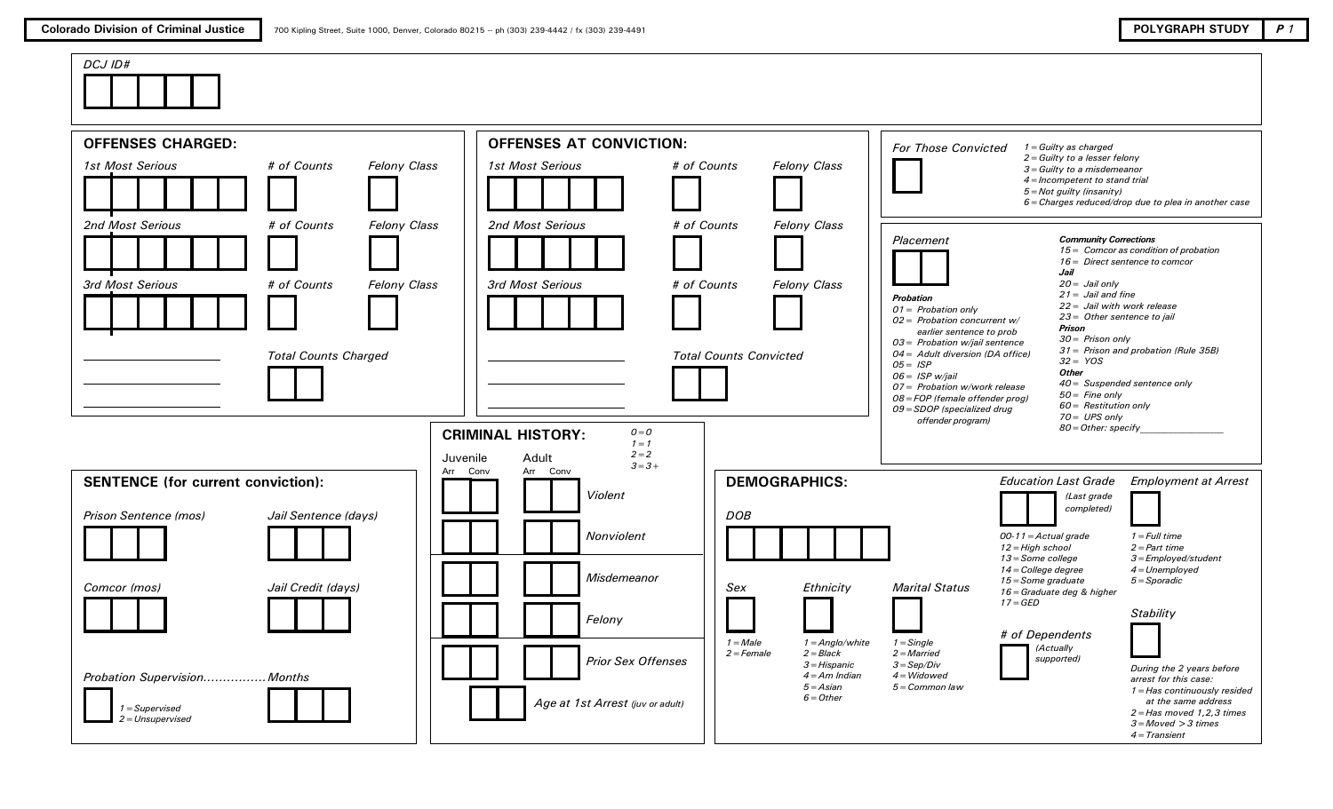**Colorado Division of Criminal Justice** 700 Kipling Street, Suite 1000, Denver, Colorado 80215 -- ph (303) 239-4442 / fx (303) 239-4491

**POLYGRAPH STUDY** *P 1*

*DCJ ID#*

## OFFENSES CHARGED:

| | # of Counts | Felony Class |
|---|---|---|
| *1st Most Serious* | | |
| *2nd Most Serious* | | |
| *3rd Most Serious* | | |

*Total Counts Charged*

## OFFENSES AT CONVICTION:

| | # of Counts | Felony Class |
|---|---|---|
| *1st Most Serious* | | |
| *2nd Most Serious* | | |
| *3rd Most Serious* | | |

*Total Counts Convicted*

*For Those Convicted*

- *1 = Guilty as charged*
- *2 = Guilty to a lesser felony*
- *3 = Guilty to a misdemeanor*
- *4 = Incompetent to stand trial*
- *5 = Not guilty (insanity)*
- *6 = Charges reduced/drop due to plea in another case*

*Placement*

**Probation**
- *01 = Probation only*
- *02 = Probation concurrent w/ earlier sentence to prob*
- *03 = Probation w/jail sentence*
- *04 = Adult diversion (DA office)*
- *05 = ISP*
- *06 = ISP w/jail*
- *07 = Probation w/work release*
- *08 = FOP (female offender prog)*
- *09 = SDOP (specialized drug offender program)*

**Community Corrections**
- *15 = Comcor as condition of probation*
- *16 = Direct sentence to comcor*

**Jail**
- *20 = Jail only*
- *21 = Jail and fine*
- *22 = Jail with work release*
- *23 = Other sentence to jail*

**Prison**
- *30 = Prison only*
- *31 = Prison and probation (Rule 35B)*
- *32 = YOS*

**Other**
- *40 = Suspended sentence only*
- *50 = Fine only*
- *60 = Restitution only*
- *70 = UPS only*
- *80 = Other: specify\_\_\_\_\_\_\_\_\_\_\_\_\_\_\_\_*

## SENTENCE (for current conviction):

*Prison Sentence (mos)*

*Jail Sentence (days)*

*Comcor (mos)*

*Jail Credit (days)*

*Probation Supervision................Months*

- *1 = Supervised*
- *2 = Unsupervised*

## CRIMINAL HISTORY:

*0 = 0, 1 = 1, 2 = 2, 3 = 3+*

| Juvenile Arr | Juvenile Conv | Adult Arr | Adult Conv | |
|---|---|---|---|---|
| | | | | *Violent* |
| | | | | *Nonviolent* |
| | | | | *Misdemeanor* |
| | | | | *Felony* |
| | | | | *Prior Sex Offenses* |

*Age at 1st Arrest (juv or adult)*

## DEMOGRAPHICS:

*DOB*

*Sex*
- *1 = Male*
- *2 = Female*

*Ethnicity*
- *1 = Anglo/white*
- *2 = Black*
- *3 = Hispanic*
- *4 = Am Indian*
- *5 = Asian*
- *6 = Other*

*Marital Status*
- *1 = Single*
- *2 = Married*
- *3 = Sep/Div*
- *4 = Widowed*
- *5 = Common law*

*Education Last Grade (Last grade completed)*
- *00-11 = Actual grade*
- *12 = High school*
- *13 = Some college*
- *14 = College degree*
- *15 = Some graduate*
- *16 = Graduate deg & higher*
- *17 = GED*

*# of Dependents (Actually supported)*

*Employment at Arrest*
- *1 = Full time*
- *2 = Part time*
- *3 = Employed/student*
- *4 = Unemployed*
- *5 = Sporadic*

*Stability*

*During the 2 years before arrest for this case:*
- *1 = Has continuously resided at the same address*
- *2 = Has moved 1,2,3 times*
- *3 = Moved > 3 times*
- *4 = Transient*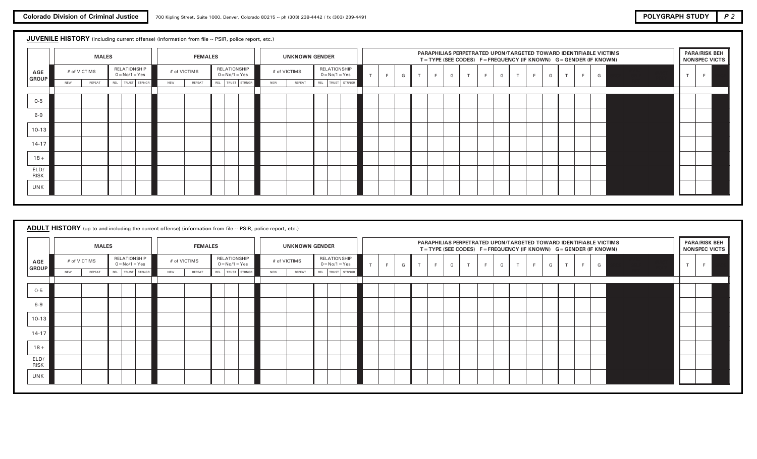## JUVENILE HISTORY (including current offense) (information from file -- PSIR, police report, etc.)

| AGE GROUP | MALES | | | | | FEMALES | | | | | UNKNOWN GENDER | | | | | PARAPHILIAS PERPETRATED UPON/TARGETED TOWARD IDENTIFIABLE VICTIMS T = TYPE (SEE CODES) F = FREQUENCY (IF KNOWN) G = GENDER (IF KNOWN) | | | | | | | | | | | | | | | PARA/RISK BEH NONSPEC VICTS | |
|---|---|---|---|---|---|---|---|---|---|---|---|---|---|---|---|---|---|---|---|---|---|---|---|---|---|---|---|---|---|---|---|---|
| | # of VICTIMS | | RELATIONSHIP 0 = No/1 = Yes | | | # of VICTIMS | | RELATIONSHIP 0 = No/1 = Yes | | | # of VICTIMS | | RELATIONSHIP 0 = No/1 = Yes | | | T | F | G | T | F | G | T | F | G | T | F | G | T | F | G | T | F |
| | NEW | REPEAT | REL | TRUST | STRNGR | NEW | REPEAT | REL | TRUST | STRNGR | NEW | REPEAT | REL | TRUST | STRNGR | | | | | | | | | | | | | | | | | |
| 0-5 | | | | | | | | | | | | | | | | | | | | | | | | | | | | | | | | |
| 6-9 | | | | | | | | | | | | | | | | | | | | | | | | | | | | | | | | |
| 10-13 | | | | | | | | | | | | | | | | | | | | | | | | | | | | | | | | |
| 14-17 | | | | | | | | | | | | | | | | | | | | | | | | | | | | | | | | |
| 18 + | | | | | | | | | | | | | | | | | | | | | | | | | | | | | | | | |
| ELD/ RISK | | | | | | | | | | | | | | | | | | | | | | | | | | | | | | | | |
| UNK | | | | | | | | | | | | | | | | | | | | | | | | | | | | | | | | |

## ADULT HISTORY (up to and including the current offense) (information from file -- PSIR, police report, etc.)

| AGE GROUP | MALES | | | | | FEMALES | | | | | UNKNOWN GENDER | | | | | PARAPHILIAS PERPETRATED UPON/TARGETED TOWARD IDENTIFIABLE VICTIMS T = TYPE (SEE CODES) F = FREQUENCY (IF KNOWN) G = GENDER (IF KNOWN) | | | | | | | | | | | | | | | PARA/RISK BEH NONSPEC VICTS | |
|---|---|---|---|---|---|---|---|---|---|---|---|---|---|---|---|---|---|---|---|---|---|---|---|---|---|---|---|---|---|---|---|---|
| | # of VICTIMS | | RELATIONSHIP 0 = No/1 = Yes | | | # of VICTIMS | | RELATIONSHIP 0 = No/1 = Yes | | | # of VICTIMS | | RELATIONSHIP 0 = No/1 = Yes | | | T | F | G | T | F | G | T | F | G | T | F | G | T | F | G | T | F |
| | NEW | REPEAT | REL | TRUST | STRNGR | NEW | REPEAT | REL | TRUST | STRNGR | NEW | REPEAT | REL | TRUST | STRNGR | | | | | | | | | | | | | | | | | |
| 0-5 | | | | | | | | | | | | | | | | | | | | | | | | | | | | | | | | |
| 6-9 | | | | | | | | | | | | | | | | | | | | | | | | | | | | | | | | |
| 10-13 | | | | | | | | | | | | | | | | | | | | | | | | | | | | | | | | |
| 14-17 | | | | | | | | | | | | | | | | | | | | | | | | | | | | | | | | |
| 18 + | | | | | | | | | | | | | | | | | | | | | | | | | | | | | | | | |
| ELD/ RISK | | | | | | | | | | | | | | | | | | | | | | | | | | | | | | | | |
| UNK | | | | | | | | | | | | | | | | | | | | | | | | | | | | | | | | |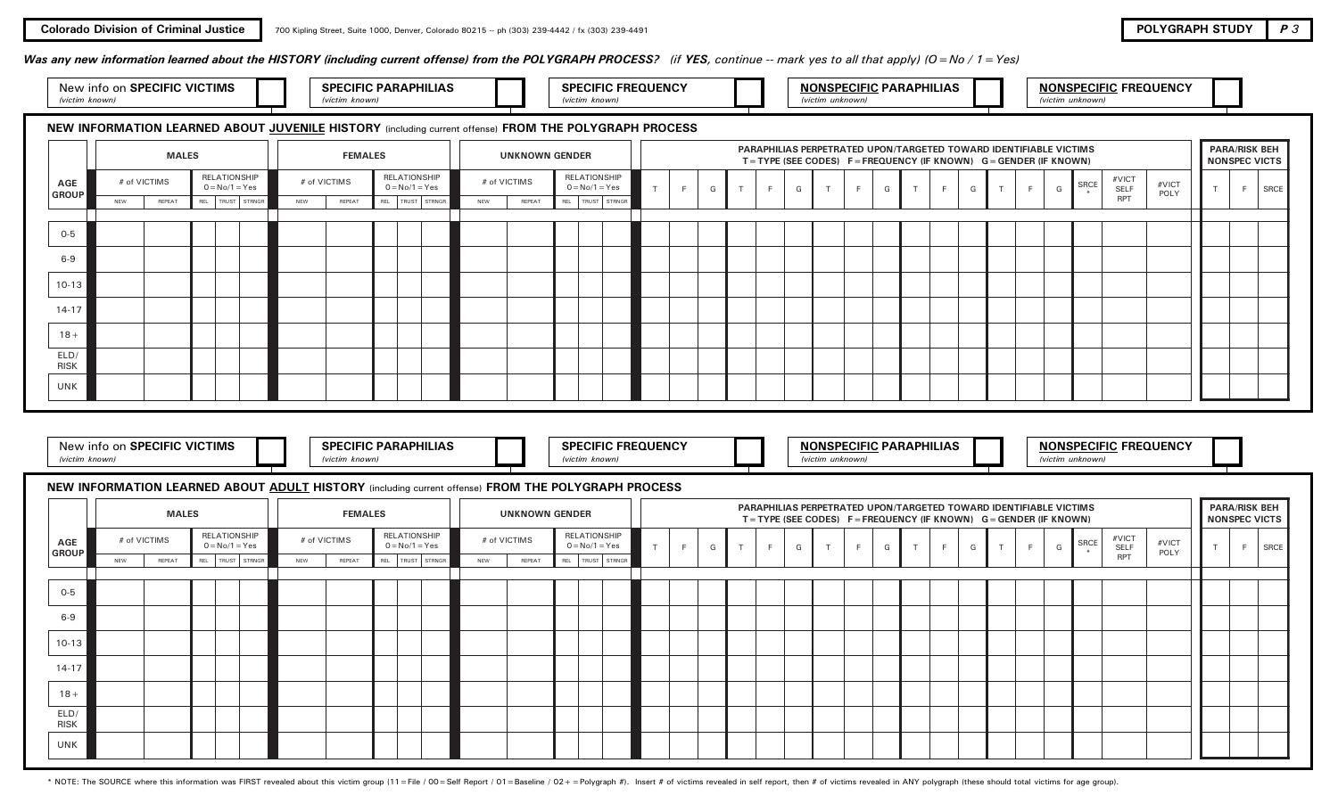**Colorado Division of Criminal Justice** 700 Kipling Street, Suite 1000, Denver, Colorado 80215 -- ph (303) 239-4442 / fx (303) 239-4491 **POLYGRAPH STUDY** *P 3*

***Was any new information learned about the HISTORY (including current offense) from the POLYGRAPH PROCESS?*** *(if **YES**, continue -- mark yes to all that apply) (O = No / 1 = Yes)*

| New info on **SPECIFIC VICTIMS** *(victim known)* | | **SPECIFIC PARAPHILIAS** *(victim known)* | | **SPECIFIC FREQUENCY** *(victim known)* | | **NONSPECIFIC PARAPHILIAS** *(victim unknown)* | | **NONSPECIFIC FREQUENCY** *(victim unknown)* | |
|---|---|---|---|---|---|---|---|---|---|

## NEW INFORMATION LEARNED ABOUT JUVENILE HISTORY (including current offense) FROM THE POLYGRAPH PROCESS

| AGE GROUP | MALES | | | | | FEMALES | | | | | UNKNOWN GENDER | | | | | PARAPHILIAS PERPETRATED UPON/TARGETED TOWARD IDENTIFIABLE VICTIMS T = TYPE (SEE CODES) F = FREQUENCY (IF KNOWN) G = GENDER (IF KNOWN) | | | | | | | | | | | | | | | | | | PARA/RISK BEH NONSPEC VICTS | | |
|---|---|---|---|---|---|---|---|---|---|---|---|---|---|---|---|---|---|---|---|---|---|---|---|---|---|---|---|---|---|---|---|---|---|---|---|---|
| | # of VICTIMS | | RELATIONSHIP 0 = No/1 = Yes | | | # of VICTIMS | | RELATIONSHIP 0 = No/1 = Yes | | | # of VICTIMS | | RELATIONSHIP 0 = No/1 = Yes | | | T | F | G | T | F | G | T | F | G | T | F | G | T | F | G | SRCE * | #VICT SELF RPT | #VICT POLY | T | F | SRCE |
| | NEW | REPEAT | REL | TRUST | STRNGR | NEW | REPEAT | REL | TRUST | STRNGR | NEW | REPEAT | REL | TRUST | STRNGR | | | | | | | | | | | | | | | | | | | | | |
| 0-5 | | | | | | | | | | | | | | | | | | | | | | | | | | | | | | | | | | | | |
| 6-9 | | | | | | | | | | | | | | | | | | | | | | | | | | | | | | | | | | | | |
| 10-13 | | | | | | | | | | | | | | | | | | | | | | | | | | | | | | | | | | | | |
| 14-17 | | | | | | | | | | | | | | | | | | | | | | | | | | | | | | | | | | | | |
| 18+ | | | | | | | | | | | | | | | | | | | | | | | | | | | | | | | | | | | | |
| ELD/ RISK | | | | | | | | | | | | | | | | | | | | | | | | | | | | | | | | | | | | |
| UNK | | | | | | | | | | | | | | | | | | | | | | | | | | | | | | | | | | | | |

| New info on **SPECIFIC VICTIMS** *(victim known)* | | **SPECIFIC PARAPHILIAS** *(victim known)* | | **SPECIFIC FREQUENCY** *(victim known)* | | **NONSPECIFIC PARAPHILIAS** *(victim unknown)* | | **NONSPECIFIC FREQUENCY** *(victim unknown)* | |
|---|---|---|---|---|---|---|---|---|---|

## NEW INFORMATION LEARNED ABOUT ADULT HISTORY (including current offense) FROM THE POLYGRAPH PROCESS

| AGE GROUP | MALES | | | | | FEMALES | | | | | UNKNOWN GENDER | | | | | PARAPHILIAS PERPETRATED UPON/TARGETED TOWARD IDENTIFIABLE VICTIMS T = TYPE (SEE CODES) F = FREQUENCY (IF KNOWN) G = GENDER (IF KNOWN) | | | | | | | | | | | | | | | | | | PARA/RISK BEH NONSPEC VICTS | | |
|---|---|---|---|---|---|---|---|---|---|---|---|---|---|---|---|---|---|---|---|---|---|---|---|---|---|---|---|---|---|---|---|---|---|---|---|---|
| | # of VICTIMS | | RELATIONSHIP 0 = No/1 = Yes | | | # of VICTIMS | | RELATIONSHIP 0 = No/1 = Yes | | | # of VICTIMS | | RELATIONSHIP 0 = No/1 = Yes | | | T | F | G | T | F | G | T | F | G | T | F | G | T | F | G | SRCE * | #VICT SELF RPT | #VICT POLY | T | F | SRCE |
| | NEW | REPEAT | REL | TRUST | STRNGR | NEW | REPEAT | REL | TRUST | STRNGR | NEW | REPEAT | REL | TRUST | STRNGR | | | | | | | | | | | | | | | | | | | | | |
| 0-5 | | | | | | | | | | | | | | | | | | | | | | | | | | | | | | | | | | | | |
| 6-9 | | | | | | | | | | | | | | | | | | | | | | | | | | | | | | | | | | | | |
| 10-13 | | | | | | | | | | | | | | | | | | | | | | | | | | | | | | | | | | | | |
| 14-17 | | | | | | | | | | | | | | | | | | | | | | | | | | | | | | | | | | | | |
| 18+ | | | | | | | | | | | | | | | | | | | | | | | | | | | | | | | | | | | | |
| ELD/ RISK | | | | | | | | | | | | | | | | | | | | | | | | | | | | | | | | | | | | |
| UNK | | | | | | | | | | | | | | | | | | | | | | | | | | | | | | | | | | | | |

* NOTE: The SOURCE where this information was FIRST revealed about this victim group (11 = File / 00 = Self Report / 01 = Baseline / 02+ = Polygraph #). Insert # of victims revealed in self report, then # of victims revealed in ANY polygraph (these should total victims for age group).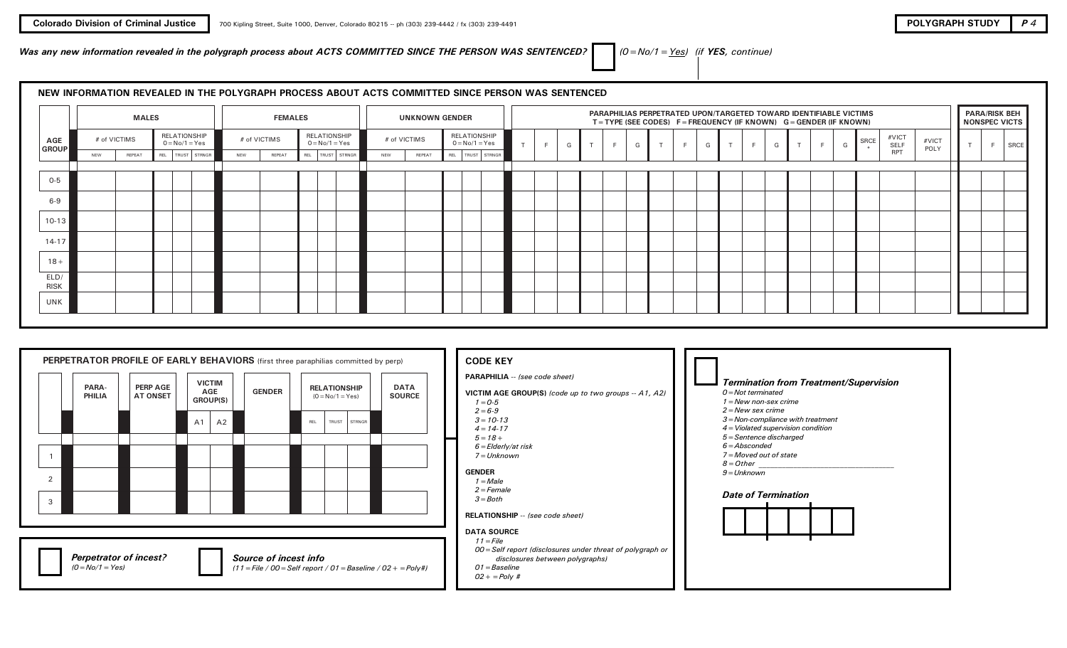Colorado Division of Criminal Justice — 700 Kipling Street, Suite 1000, Denver, Colorado 80215 -- ph (303) 239-4442 / fx (303) 239-4491

**POLYGRAPH STUDY** *P 4*

***Was any new information revealed in the polygraph process about ACTS COMMITTED SINCE THE PERSON WAS SENTENCED?*** ☐ *(0=No/1=Yes) (if YES, continue)*

## NEW INFORMATION REVEALED IN THE POLYGRAPH PROCESS ABOUT ACTS COMMITTED SINCE PERSON WAS SENTENCED

| AGE GROUP | MALES | | | | | FEMALES | | | | | UNKNOWN GENDER | | | | | PARAPHILIAS PERPETRATED UPON/TARGETED TOWARD IDENTIFIABLE VICTIMS T=TYPE (SEE CODES) F=FREQUENCY (IF KNOWN) G=GENDER (IF KNOWN) | | | | | | | | | | | | | | | | | | PARA/RISK BEH NONSPEC VICTS | | |
|---|---|---|---|---|---|---|---|---|---|---|---|---|---|---|---|---|---|---|---|---|---|---|---|---|---|---|---|---|---|---|---|---|---|---|---|---|
| | # of VICTIMS | | RELATIONSHIP 0=No/1=Yes | | | # of VICTIMS | | RELATIONSHIP 0=No/1=Yes | | | # of VICTIMS | | RELATIONSHIP 0=No/1=Yes | | | T | F | G | T | F | G | T | F | G | T | F | G | T | F | G | SRCE * | #VICT SELF RPT | #VICT POLY | T | F | SRCE |
| | NEW | REPEAT | REL | TRUST | STRNGR | NEW | REPEAT | REL | TRUST | STRNGR | NEW | REPEAT | REL | TRUST | STRNGR | | | | | | | | | | | | | | | | | | | | | |
| 0-5 | | | | | | | | | | | | | | | | | | | | | | | | | | | | | | | | | | | | |
| 6-9 | | | | | | | | | | | | | | | | | | | | | | | | | | | | | | | | | | | | |
| 10-13 | | | | | | | | | | | | | | | | | | | | | | | | | | | | | | | | | | | | |
| 14-17 | | | | | | | | | | | | | | | | | | | | | | | | | | | | | | | | | | | | |
| 18+ | | | | | | | | | | | | | | | | | | | | | | | | | | | | | | | | | | | | |
| ELD/RISK | | | | | | | | | | | | | | | | | | | | | | | | | | | | | | | | | | | | |
| UNK | | | | | | | | | | | | | | | | | | | | | | | | | | | | | | | | | | | | |

## PERPETRATOR PROFILE OF EARLY BEHAVIORS (first three paraphilias committed by perp)

| | PARA-PHILIA | PERP AGE AT ONSET | VICTIM AGE GROUP(S) | | GENDER | RELATIONSHIP (0=No/1=Yes) | | | DATA SOURCE |
|---|---|---|---|---|---|---|---|---|---|
| | | | A1 | A2 | | REL | TRUST | STRNGR | |
| 1 | | | | | | | | | |
| 2 | | | | | | | | | |
| 3 | | | | | | | | | |

☐ ***Perpetrator of incest?*** *(0=No/1=Yes)*

☐ ***Source of incest info*** *(11=File / 00=Self report / 01=Baseline / 02+ =Poly#)*

### CODE KEY

**PARAPHILIA** -- *(see code sheet)*

**VICTIM AGE GROUP(S)** *(code up to two groups -- A1, A2)*
- *1=0-5*
- *2=6-9*
- *3=10-13*
- *4=14-17*
- *5=18+*
- *6=Elderly/at risk*
- *7=Unknown*

**GENDER**
- *1=Male*
- *2=Female*
- *3=Both*

**RELATIONSHIP** -- *(see code sheet)*

**DATA SOURCE**
- *11=File*
- *00=Self report (disclosures under threat of polygraph or disclosures between polygraphs)*
- *01=Baseline*
- *02+ =Poly #*

☐ ***Termination from Treatment/Supervision***
- *0=Not terminated*
- *1=New non-sex crime*
- *2=New sex crime*
- *3=Non-compliance with treatment*
- *4=Violated supervision condition*
- *5=Sentence discharged*
- *6=Absconded*
- *7=Moved out of state*
- *8=Other \_\_\_\_\_\_\_\_\_\_\_\_\_\_\_\_*
- *9=Unknown*

***Date of Termination***

| | | | | | |
|---|---|---|---|---|---|
| | | | | | |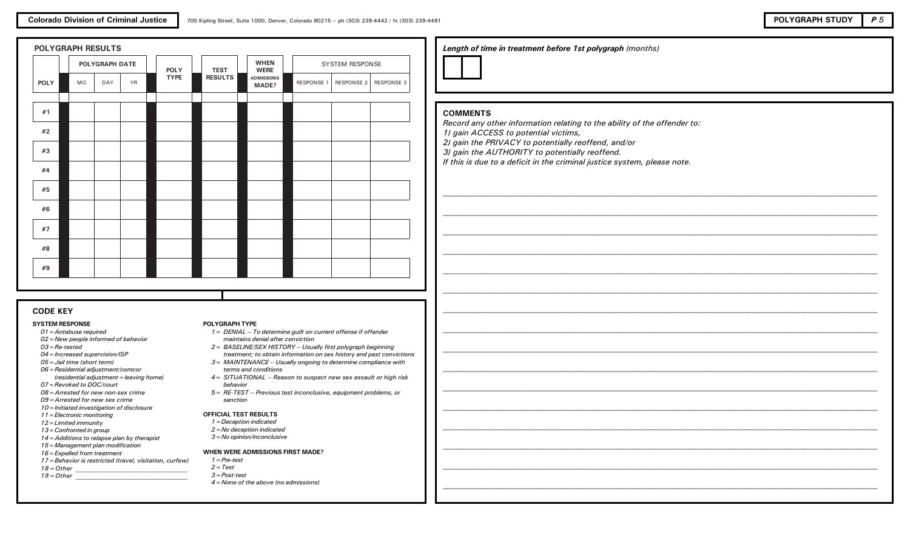## POLYGRAPH RESULTS

| POLY | POLYGRAPH DATE | | | POLY TYPE | TEST RESULTS | WHEN WERE ADMISSIONS MADE? | SYSTEM RESPONSE | | |
|---|---|---|---|---|---|---|---|---|---|
| | MO | DAY | YR | | | | RESPONSE 1 | RESPONSE 2 | RESPONSE 3 |
| #1 | | | | | | | | | |
| #2 | | | | | | | | | |
| #3 | | | | | | | | | |
| #4 | | | | | | | | | |
| #5 | | | | | | | | | |
| #6 | | | | | | | | | |
| #7 | | | | | | | | | |
| #8 | | | | | | | | | |
| #9 | | | | | | | | | |

## CODE KEY

**SYSTEM RESPONSE**

- *01 = Antabuse required*
- *02 = New people informed of behavior*
- *03 = Re-tested*
- *04 = Increased supervision/ISP*
- *05 = Jail time (short term)*
- *06 = Residential adjustment/comcor (residential adjustment = leaving home)*
- *07 = Revoked to DOC/court*
- *08 = Arrested for new non-sex crime*
- *09 = Arrested for new sex crime*
- *10 = Initiated investigation of disclosure*
- *11 = Electronic monitoring*
- *12 = Limited immunity*
- *13 = Confronted in group*
- *14 = Additions to relapse plan by therapist*
- *15 = Management plan modification*
- *16 = Expelled from treatment*
- *17 = Behavior is restricted (travel, visitation, curfew)*
- *18 = Other \_\_\_\_\_\_\_\_\_\_\_\_\_\_\_\_\_\_\_\_*
- *19 = Other \_\_\_\_\_\_\_\_\_\_\_\_\_\_\_\_\_\_\_\_*

**POLYGRAPH TYPE**

- *1 = DENIAL -- To determine guilt on current offense if offender maintains denial after conviction*
- *2 = BASELINE/SEX HISTORY -- Usually first polygraph beginning treatment; to obtain information on sex history and past convictions*
- *3 = MAINTENANCE -- Usually ongoing to determine compliance with terms and conditions*
- *4 = SITUATIONAL -- Reason to suspect new sex assault or high risk behavior*
- *5 = RE-TEST -- Previous test inconclusive, equipment problems, or sanction*

**OFFICIAL TEST RESULTS**

- *1 = Deception indicated*
- *2 = No deception indicated*
- *3 = No opinion/inconclusive*

**WHEN WERE ADMISSIONS FIRST MADE?**

- *1 = Pre-test*
- *2 = Test*
- *3 = Post-test*
- *4 = None of the above (no admissions)*

***Length of time in treatment before 1st polygraph** (months)*

| | |
|---|---|
| | |

## COMMENTS

*Record any other information relating to the ability of the offender to:*
*1) gain ACCESS to potential victims,*
*2) gain the PRIVACY to potentially reoffend, and/or*
*3) gain the AUTHORITY to potentially reoffend.*
*If this is due to a deficit in the criminal justice system, please note.*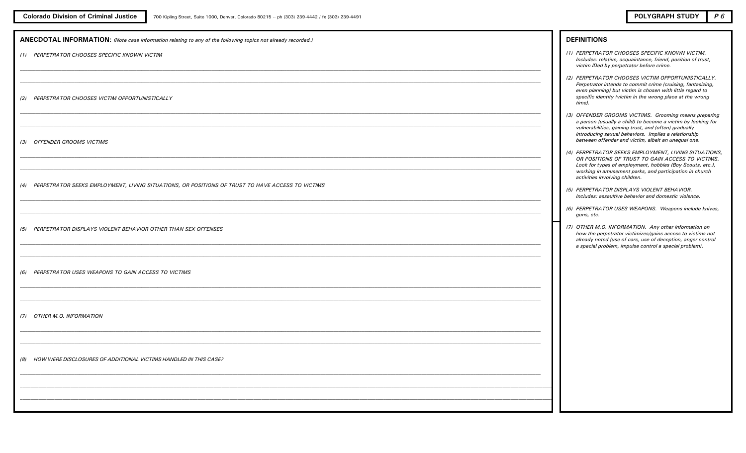**Colorado Division of Criminal Justice** 700 Kipling Street, Suite 1000, Denver, Colorado 80215 -- ph (303) 239-4442 / fx (303) 239-4491

**POLYGRAPH STUDY** *P 6*

**ANECDOTAL INFORMATION:** *(Note case information relating to any of the following topics not already recorded.)*

*(1) PERPETRATOR CHOOSES SPECIFIC KNOWN VICTIM*

______________________________________________________________________

______________________________________________________________________

*(2) PERPETRATOR CHOOSES VICTIM OPPORTUNISTICALLY*

______________________________________________________________________

______________________________________________________________________

*(3) OFFENDER GROOMS VICTIMS*

______________________________________________________________________

______________________________________________________________________

*(4) PERPETRATOR SEEKS EMPLOYMENT, LIVING SITUATIONS, OR POSITIONS OF TRUST TO HAVE ACCESS TO VICTIMS*

______________________________________________________________________

______________________________________________________________________

*(5) PERPETRATOR DISPLAYS VIOLENT BEHAVIOR OTHER THAN SEX OFFENSES*

______________________________________________________________________

______________________________________________________________________

*(6) PERPETRATOR USES WEAPONS TO GAIN ACCESS TO VICTIMS*

______________________________________________________________________

______________________________________________________________________

*(7) OTHER M.O. INFORMATION*

______________________________________________________________________

______________________________________________________________________

*(8) HOW WERE DISCLOSURES OF ADDITIONAL VICTIMS HANDLED IN THIS CASE?*

______________________________________________________________________

______________________________________________________________________

______________________________________________________________________

**DEFINITIONS**

*(1) PERPETRATOR CHOOSES SPECIFIC KNOWN VICTIM. Includes: relative, acquaintance, friend, position of trust, victim IDed by perpetrator before crime.*

*(2) PERPETRATOR CHOOSES VICTIM OPPORTUNISTICALLY. Perpetrator intends to commit crime (cruising, fantasizing, even planning) but victim is chosen with little regard to specific identity (victim in the wrong place at the wrong time).*

*(3) OFFENDER GROOMS VICTIMS. Grooming means preparing a person (usually a child) to become a victim by looking for vulnerabilities, gaining trust, and (often) gradually introducing sexual behaviors. Implies a relationship between offender and victim, albeit an unequal one.*

*(4) PERPETRATOR SEEKS EMPLOYMENT, LIVING SITUATIONS, OR POSITIONS OF TRUST TO GAIN ACCESS TO VICTIMS. Look for types of employment, hobbies (Boy Scouts, etc.), working in amusement parks, and participation in church activities involving children.*

*(5) PERPETRATOR DISPLAYS VIOLENT BEHAVIOR. Includes: assaultive behavior and domestic violence.*

*(6) PERPETRATOR USES WEAPONS. Weapons include knives, guns, etc.*

*(7) OTHER M.O. INFORMATION. Any other information on how the perpetrator victimizes/gains access to victims not already noted (use of cars, use of deception, anger control a special problem, impulse control a special problem).*